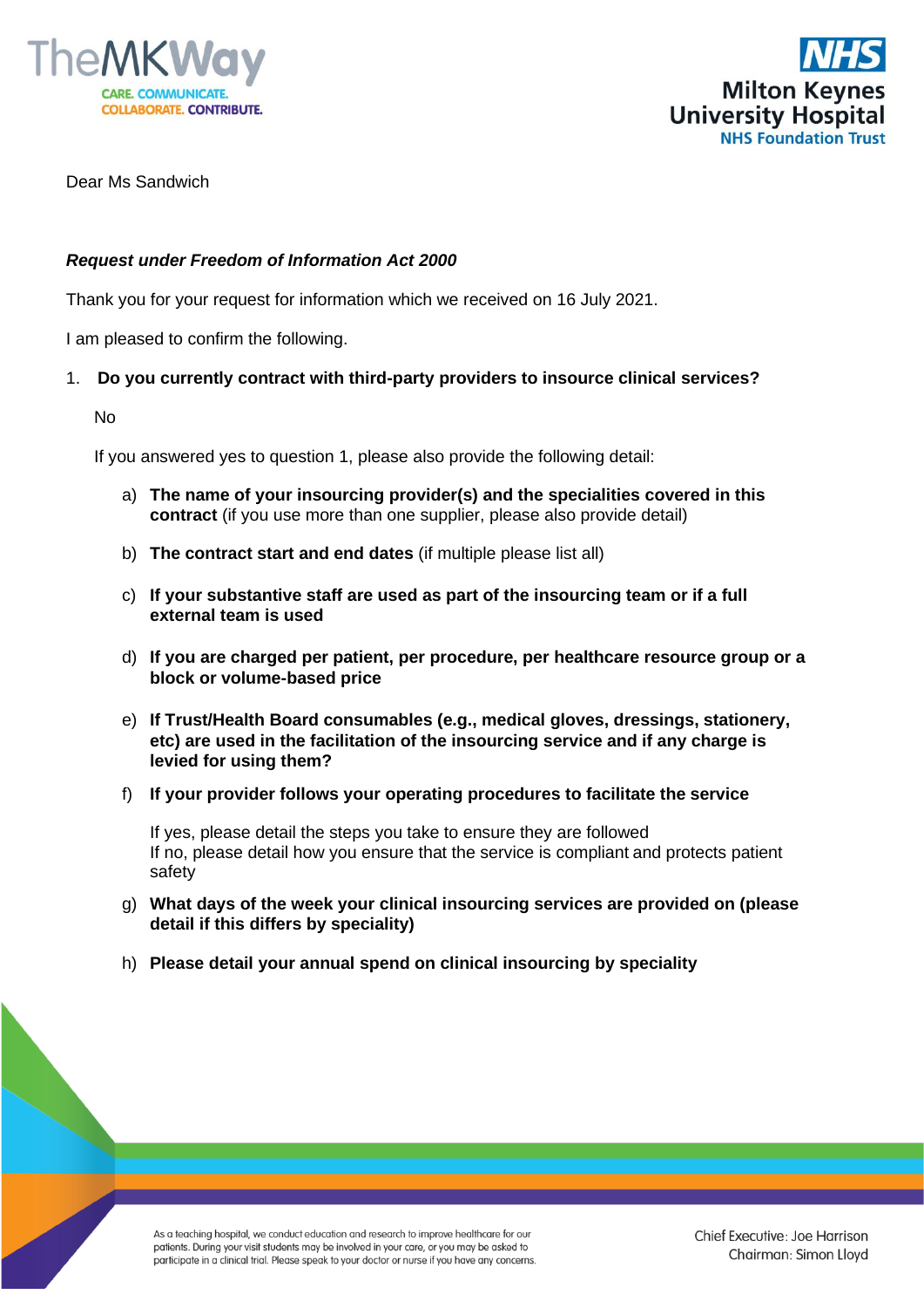Dear Ms Sandwich

***Request under Freedom of Information Act 2000***

Thank you for your request for information which we received on 16 July 2021.

I am pleased to confirm the following.

1. **Do you currently contract with third-party providers to insource clinical services?**

   No

   If you answered yes to question 1, please also provide the following detail:

   a) **The name of your insourcing provider(s) and the specialities covered in this contract** (if you use more than one supplier, please also provide detail)

   b) **The contract start and end dates** (if multiple please list all)

   c) **If your substantive staff are used as part of the insourcing team or if a full external team is used**

   d) **If you are charged per patient, per procedure, per healthcare resource group or a block or volume-based price**

   e) **If Trust/Health Board consumables (e.g., medical gloves, dressings, stationery, etc) are used in the facilitation of the insourcing service and if any charge is levied for using them?**

   f) **If your provider follows your operating procedures to facilitate the service**

      If yes, please detail the steps you take to ensure they are followed
      If no, please detail how you ensure that the service is compliant and protects patient safety

   g) **What days of the week your clinical insourcing services are provided on (please detail if this differs by speciality)**

   h) **Please detail your annual spend on clinical insourcing by speciality**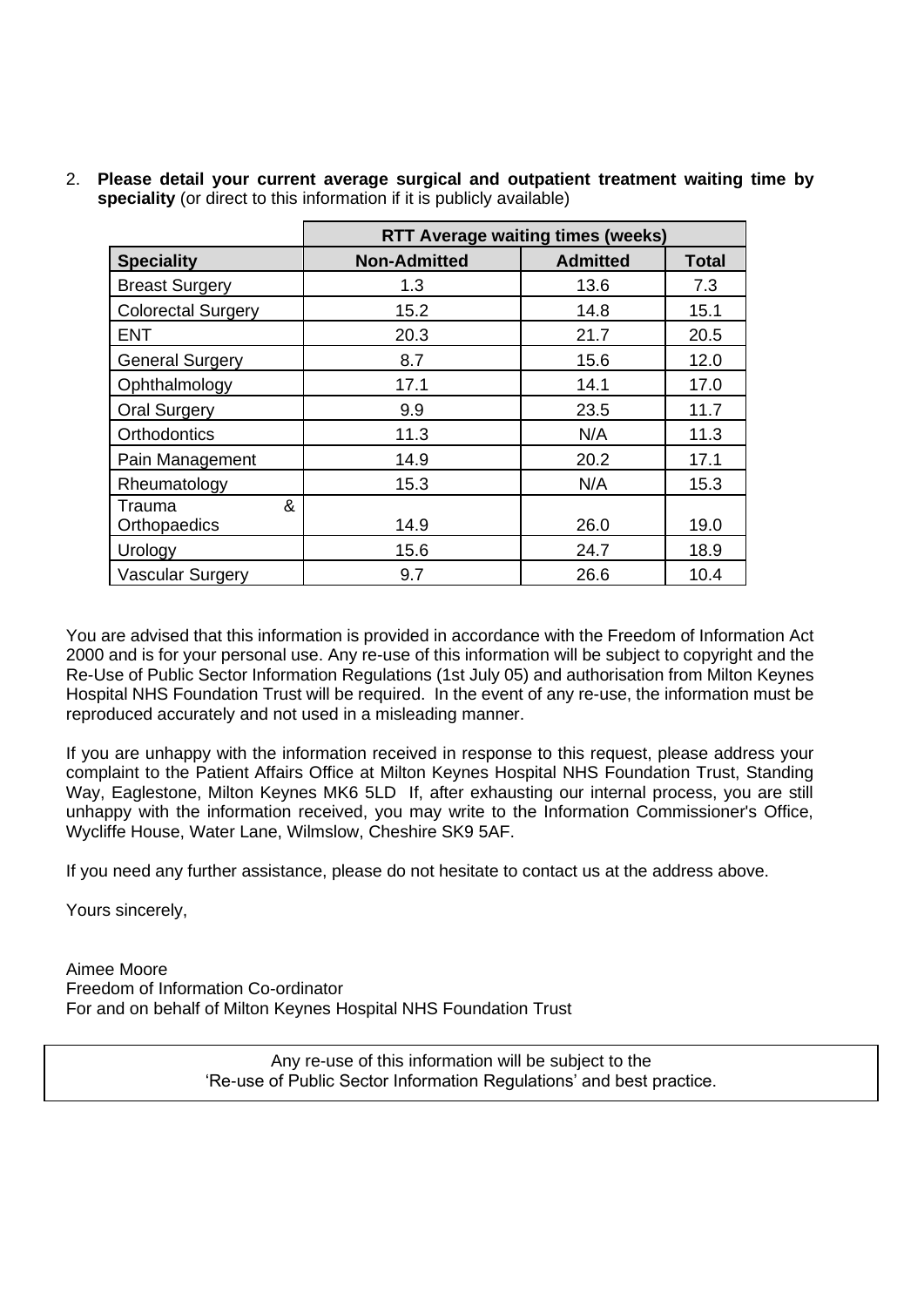2. **Please detail your current average surgical and outpatient treatment waiting time by speciality** (or direct to this information if it is publicly available)

| | RTT Average waiting times (weeks) | | |
|---|---|---|---|
| **Speciality** | **Non-Admitted** | **Admitted** | **Total** |
| Breast Surgery | 1.3 | 13.6 | 7.3 |
| Colorectal Surgery | 15.2 | 14.8 | 15.1 |
| ENT | 20.3 | 21.7 | 20.5 |
| General Surgery | 8.7 | 15.6 | 12.0 |
| Ophthalmology | 17.1 | 14.1 | 17.0 |
| Oral Surgery | 9.9 | 23.5 | 11.7 |
| Orthodontics | 11.3 | N/A | 11.3 |
| Pain Management | 14.9 | 20.2 | 17.1 |
| Rheumatology | 15.3 | N/A | 15.3 |
| Trauma & Orthopaedics | 14.9 | 26.0 | 19.0 |
| Urology | 15.6 | 24.7 | 18.9 |
| Vascular Surgery | 9.7 | 26.6 | 10.4 |

You are advised that this information is provided in accordance with the Freedom of Information Act 2000 and is for your personal use. Any re-use of this information will be subject to copyright and the Re-Use of Public Sector Information Regulations (1st July 05) and authorisation from Milton Keynes Hospital NHS Foundation Trust will be required. In the event of any re-use, the information must be reproduced accurately and not used in a misleading manner.

If you are unhappy with the information received in response to this request, please address your complaint to the Patient Affairs Office at Milton Keynes Hospital NHS Foundation Trust, Standing Way, Eaglestone, Milton Keynes MK6 5LD If, after exhausting our internal process, you are still unhappy with the information received, you may write to the Information Commissioner's Office, Wycliffe House, Water Lane, Wilmslow, Cheshire SK9 5AF.

If you need any further assistance, please do not hesitate to contact us at the address above.

Yours sincerely,

Aimee Moore
Freedom of Information Co-ordinator
For and on behalf of Milton Keynes Hospital NHS Foundation Trust

Any re-use of this information will be subject to the
'Re-use of Public Sector Information Regulations' and best practice.